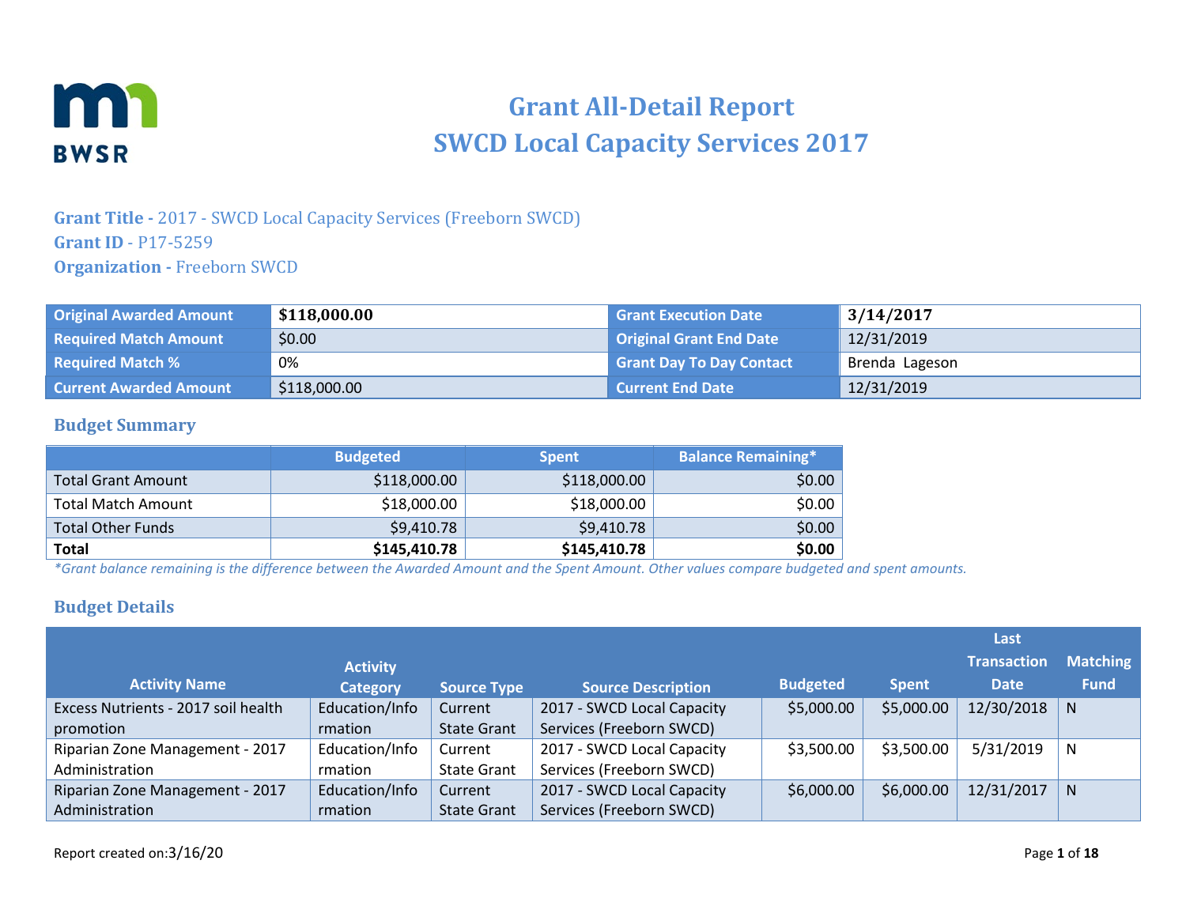# Grant All-Detail Report
# SWCD Local Capacity Services 2017

**Grant Title -** 2017 - SWCD Local Capacity Services (Freeborn SWCD)
**Grant ID** - P17-5259
**Organization -** Freeborn SWCD

| Original Awarded Amount | $118,000.00 | Grant Execution Date | 3/14/2017 |
|---|---|---|---|
| Required Match Amount | $0.00 | Original Grant End Date | 12/31/2019 |
| Required Match % | 0% | Grant Day To Day Contact | Brenda Lageson |
| Current Awarded Amount | $118,000.00 | Current End Date | 12/31/2019 |

## Budget Summary

| | Budgeted | Spent | Balance Remaining* |
|---|---|---|---|
| Total Grant Amount | $118,000.00 | $118,000.00 | $0.00 |
| Total Match Amount | $18,000.00 | $18,000.00 | $0.00 |
| Total Other Funds | $9,410.78 | $9,410.78 | $0.00 |
| **Total** | **$145,410.78** | **$145,410.78** | **$0.00** |

*\*Grant balance remaining is the difference between the Awarded Amount and the Spent Amount. Other values compare budgeted and spent amounts.*

## Budget Details

| Activity Name | Activity Category | Source Type | Source Description | Budgeted | Spent | Last Transaction Date | Matching Fund |
|---|---|---|---|---|---|---|---|
| Excess Nutrients - 2017 soil health promotion | Education/Information | Current State Grant | 2017 - SWCD Local Capacity Services (Freeborn SWCD) | $5,000.00 | $5,000.00 | 12/30/2018 | N |
| Riparian Zone Management - 2017 Administration | Education/Information | Current State Grant | 2017 - SWCD Local Capacity Services (Freeborn SWCD) | $3,500.00 | $3,500.00 | 5/31/2019 | N |
| Riparian Zone Management - 2017 Administration | Education/Information | Current State Grant | 2017 - SWCD Local Capacity Services (Freeborn SWCD) | $6,000.00 | $6,000.00 | 12/31/2017 | N |

Report created on:3/16/20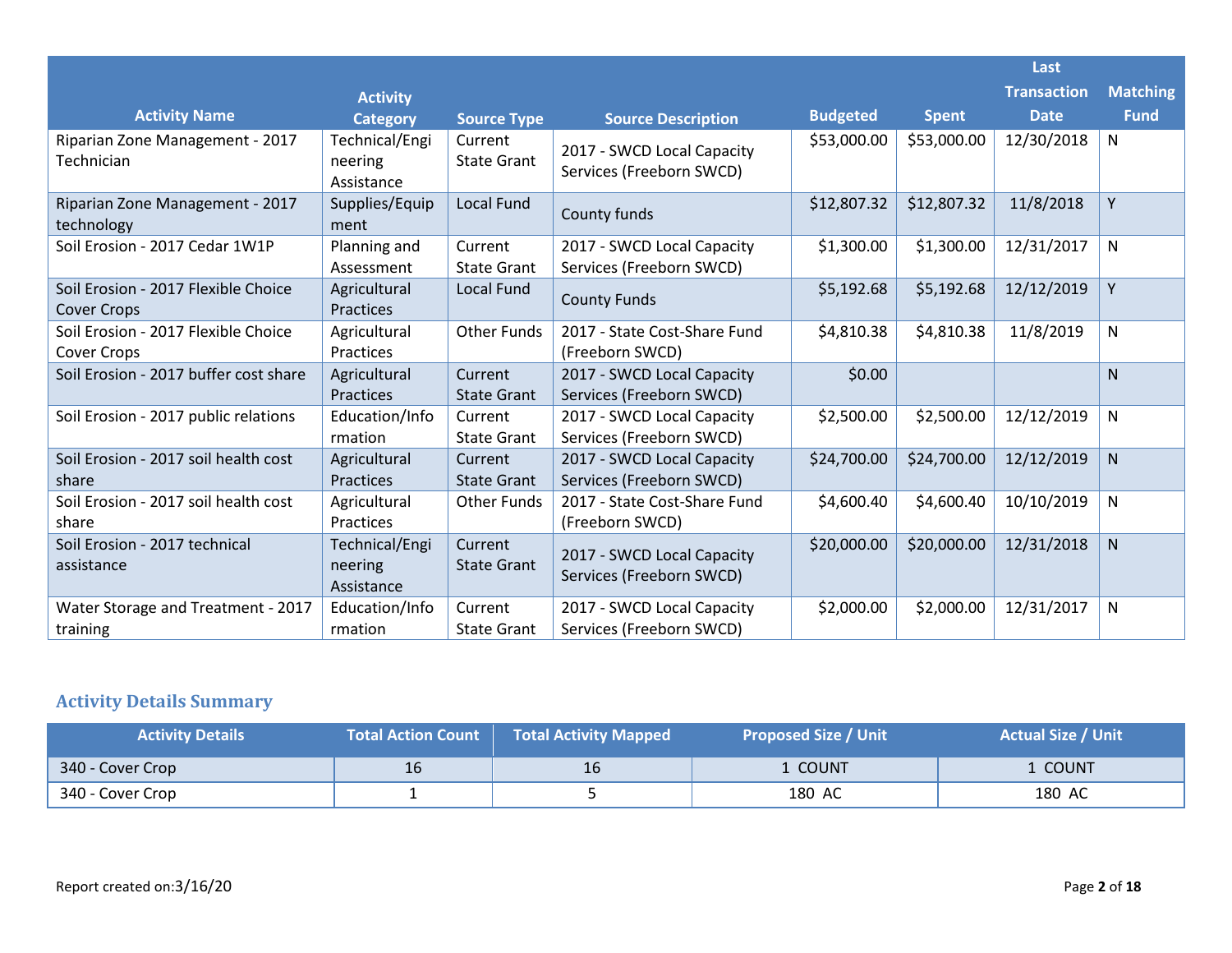| Activity Name | Activity Category | Source Type | Source Description | Budgeted | Spent | Last Transaction Date | Matching Fund |
|---|---|---|---|---|---|---|---|
| Riparian Zone Management - 2017 Technician | Technical/Engineering Assistance | Current State Grant | 2017 - SWCD Local Capacity Services (Freeborn SWCD) | $53,000.00 | $53,000.00 | 12/30/2018 | N |
| Riparian Zone Management - 2017 technology | Supplies/Equipment | Local Fund | County funds | $12,807.32 | $12,807.32 | 11/8/2018 | Y |
| Soil Erosion - 2017 Cedar 1W1P | Planning and Assessment | Current State Grant | 2017 - SWCD Local Capacity Services (Freeborn SWCD) | $1,300.00 | $1,300.00 | 12/31/2017 | N |
| Soil Erosion - 2017 Flexible Choice Cover Crops | Agricultural Practices | Local Fund | County Funds | $5,192.68 | $5,192.68 | 12/12/2019 | Y |
| Soil Erosion - 2017 Flexible Choice Cover Crops | Agricultural Practices | Other Funds | 2017 - State Cost-Share Fund (Freeborn SWCD) | $4,810.38 | $4,810.38 | 11/8/2019 | N |
| Soil Erosion - 2017 buffer cost share | Agricultural Practices | Current State Grant | 2017 - SWCD Local Capacity Services (Freeborn SWCD) | $0.00 | | | N |
| Soil Erosion - 2017 public relations | Education/Information | Current State Grant | 2017 - SWCD Local Capacity Services (Freeborn SWCD) | $2,500.00 | $2,500.00 | 12/12/2019 | N |
| Soil Erosion - 2017 soil health cost share | Agricultural Practices | Current State Grant | 2017 - SWCD Local Capacity Services (Freeborn SWCD) | $24,700.00 | $24,700.00 | 12/12/2019 | N |
| Soil Erosion - 2017 soil health cost share | Agricultural Practices | Other Funds | 2017 - State Cost-Share Fund (Freeborn SWCD) | $4,600.40 | $4,600.40 | 10/10/2019 | N |
| Soil Erosion - 2017 technical assistance | Technical/Engineering Assistance | Current State Grant | 2017 - SWCD Local Capacity Services (Freeborn SWCD) | $20,000.00 | $20,000.00 | 12/31/2018 | N |
| Water Storage and Treatment - 2017 training | Education/Information | Current State Grant | 2017 - SWCD Local Capacity Services (Freeborn SWCD) | $2,000.00 | $2,000.00 | 12/31/2017 | N |

## Activity Details Summary

| Activity Details | Total Action Count | Total Activity Mapped | Proposed Size / Unit | Actual Size / Unit |
|---|---|---|---|---|
| 340 - Cover Crop | 16 | 16 | 1 COUNT | 1 COUNT |
| 340 - Cover Crop | 1 | 5 | 180 AC | 180 AC |

Report created on:3/16/20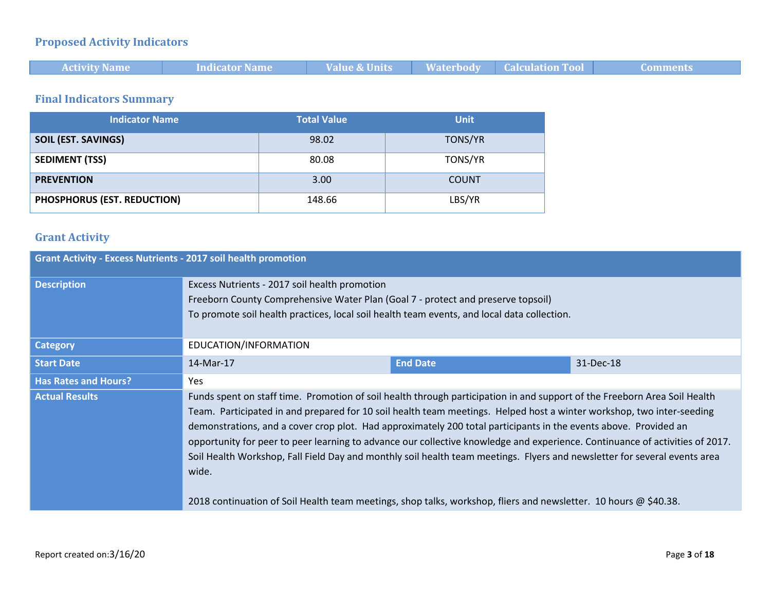## Proposed Activity Indicators

| Activity Name | Indicator Name | Value & Units | Waterbody | Calculation Tool | Comments |
| --- | --- | --- | --- | --- | --- |

## Final Indicators Summary

| Indicator Name | Total Value | Unit |
| --- | --- | --- |
| **SOIL (EST. SAVINGS)** | 98.02 | TONS/YR |
| **SEDIMENT (TSS)** | 80.08 | TONS/YR |
| **PREVENTION** | 3.00 | COUNT |
| **PHOSPHORUS (EST. REDUCTION)** | 148.66 | LBS/YR |

## Grant Activity

| Grant Activity - Excess Nutrients - 2017 soil health promotion | | | |
| --- | --- | --- | --- |
| **Description** | Excess Nutrients - 2017 soil health promotion<br>Freeborn County Comprehensive Water Plan (Goal 7 - protect and preserve topsoil)<br>To promote soil health practices, local soil health team events, and local data collection. | | |
| **Category** | EDUCATION/INFORMATION | | |
| **Start Date** | 14-Mar-17 | **End Date** | 31-Dec-18 |
| **Has Rates and Hours?** | Yes | | |
| **Actual Results** | Funds spent on staff time. Promotion of soil health through participation in and support of the Freeborn Area Soil Health Team. Participated in and prepared for 10 soil health team meetings. Helped host a winter workshop, two inter-seeding demonstrations, and a cover crop plot. Had approximately 200 total participants in the events above. Provided an opportunity for peer to peer learning to advance our collective knowledge and experience. Continuance of activities of 2017. Soil Health Workshop, Fall Field Day and monthly soil health team meetings. Flyers and newsletter for several events area wide.<br><br>2018 continuation of Soil Health team meetings, shop talks, workshop, fliers and newsletter. 10 hours @ $40.38. | | |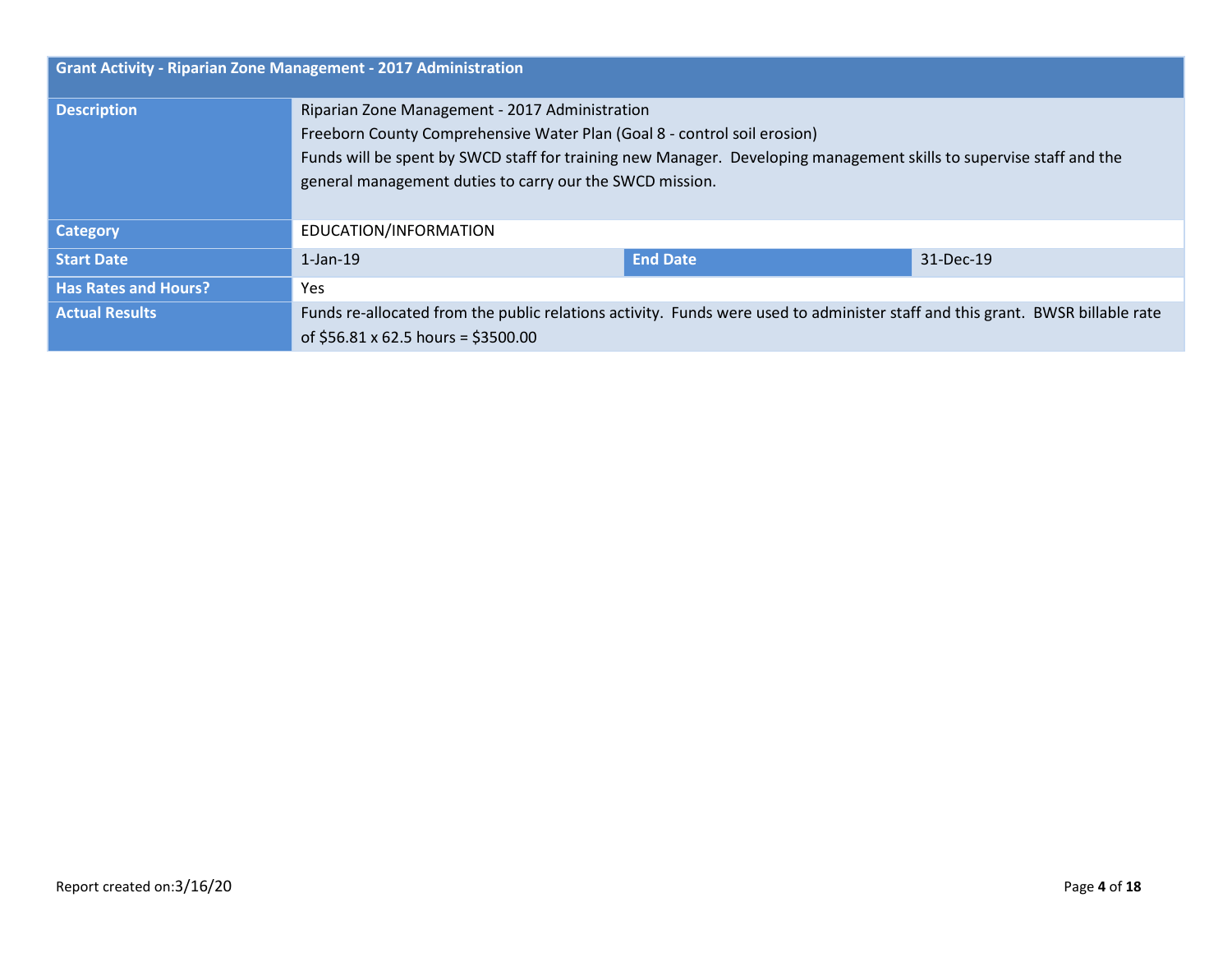| Grant Activity - Riparian Zone Management - 2017 Administration | | | |
|---|---|---|---|
| **Description** | Riparian Zone Management - 2017 Administration<br>Freeborn County Comprehensive Water Plan (Goal 8 - control soil erosion)<br>Funds will be spent by SWCD staff for training new Manager.  Developing management skills to supervise staff and the general management duties to carry our the SWCD mission. | | |
| **Category** | EDUCATION/INFORMATION | | |
| **Start Date** | 1-Jan-19 | **End Date** | 31-Dec-19 |
| **Has Rates and Hours?** | Yes | | |
| **Actual Results** | Funds re-allocated from the public relations activity.  Funds were used to administer staff and this grant.  BWSR billable rate of $56.81 x 62.5 hours = $3500.00 | | |

Report created on:3/16/20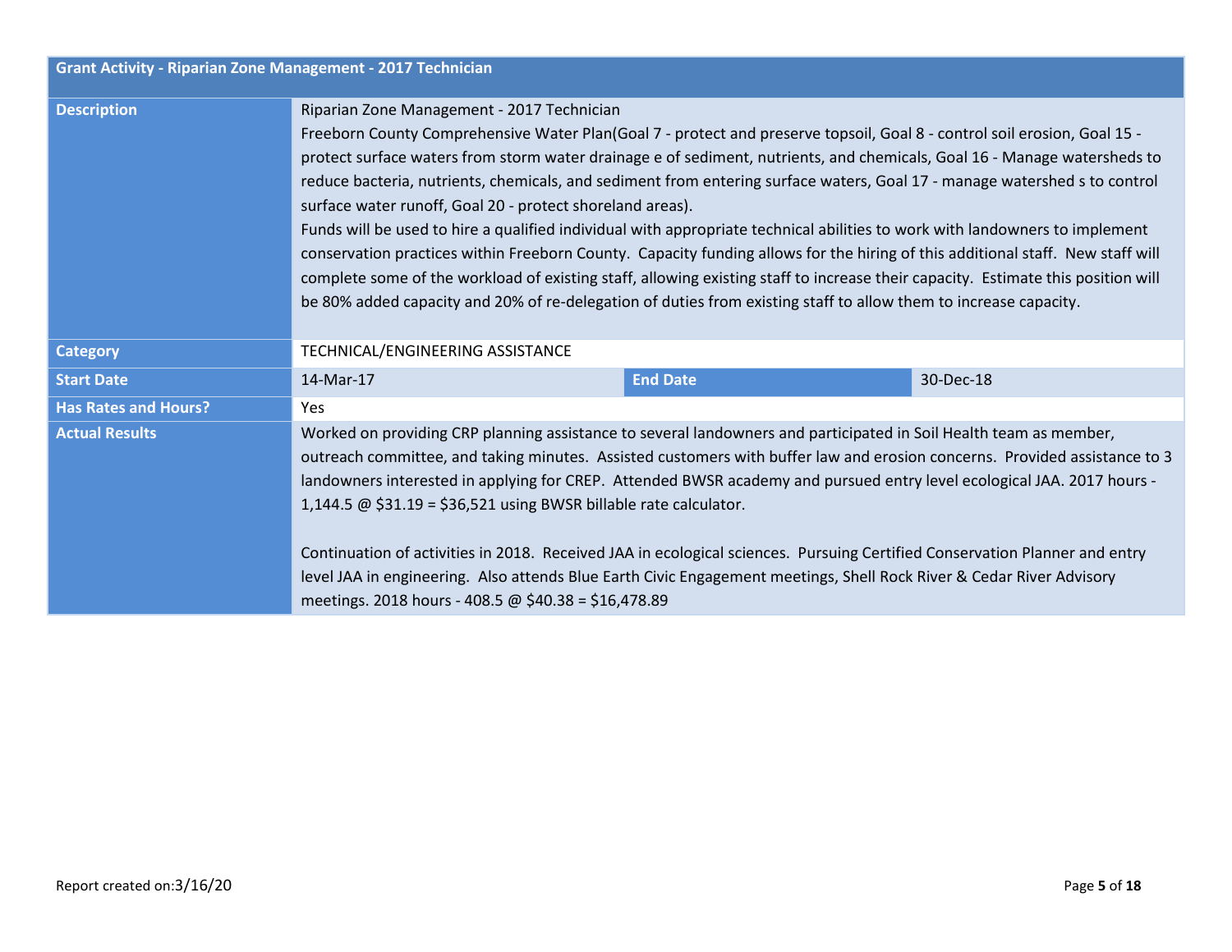| Grant Activity - Riparian Zone Management - 2017 Technician | | | |
|---|---|---|---|
| **Description** | Riparian Zone Management - 2017 Technician<br>Freeborn County Comprehensive Water Plan(Goal 7 - protect and preserve topsoil, Goal 8 - control soil erosion, Goal 15 - protect surface waters from storm water drainage e of sediment, nutrients, and chemicals, Goal 16 - Manage watersheds to reduce bacteria, nutrients, chemicals, and sediment from entering surface waters, Goal 17 - manage watershed s to control surface water runoff, Goal 20 - protect shoreland areas).<br>Funds will be used to hire a qualified individual with appropriate technical abilities to work with landowners to implement conservation practices within Freeborn County. Capacity funding allows for the hiring of this additional staff. New staff will complete some of the workload of existing staff, allowing existing staff to increase their capacity. Estimate this position will be 80% added capacity and 20% of re-delegation of duties from existing staff to allow them to increase capacity. | | |
| **Category** | TECHNICAL/ENGINEERING ASSISTANCE | | |
| **Start Date** | 14-Mar-17 | **End Date** | 30-Dec-18 |
| **Has Rates and Hours?** | Yes | | |
| **Actual Results** | Worked on providing CRP planning assistance to several landowners and participated in Soil Health team as member, outreach committee, and taking minutes. Assisted customers with buffer law and erosion concerns. Provided assistance to 3 landowners interested in applying for CREP. Attended BWSR academy and pursued entry level ecological JAA. 2017 hours - 1,144.5 @ $31.19 = $36,521 using BWSR billable rate calculator.<br><br>Continuation of activities in 2018. Received JAA in ecological sciences. Pursuing Certified Conservation Planner and entry level JAA in engineering. Also attends Blue Earth Civic Engagement meetings, Shell Rock River & Cedar River Advisory meetings. 2018 hours - 408.5 @ $40.38 = $16,478.89 | | |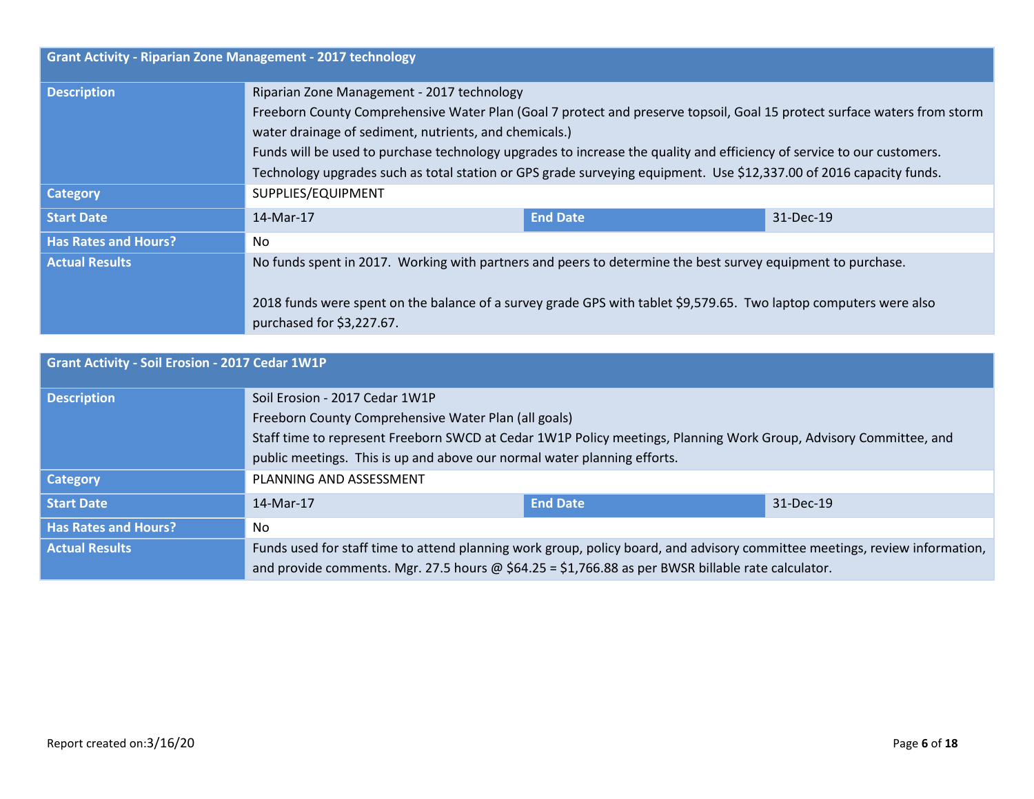| Grant Activity - Riparian Zone Management - 2017 technology | | | |
|---|---|---|---|
| **Description** | Riparian Zone Management - 2017 technology<br>Freeborn County Comprehensive Water Plan (Goal 7 protect and preserve topsoil, Goal 15 protect surface waters from storm water drainage of sediment, nutrients, and chemicals.)<br>Funds will be used to purchase technology upgrades to increase the quality and efficiency of service to our customers. Technology upgrades such as total station or GPS grade surveying equipment. Use $12,337.00 of 2016 capacity funds. | | |
| **Category** | SUPPLIES/EQUIPMENT | | |
| **Start Date** | 14-Mar-17 | **End Date** | 31-Dec-19 |
| **Has Rates and Hours?** | No | | |
| **Actual Results** | No funds spent in 2017. Working with partners and peers to determine the best survey equipment to purchase.<br><br>2018 funds were spent on the balance of a survey grade GPS with tablet $9,579.65. Two laptop computers were also purchased for $3,227.67. | | |

| Grant Activity - Soil Erosion - 2017 Cedar 1W1P | | | |
|---|---|---|---|
| **Description** | Soil Erosion - 2017 Cedar 1W1P<br>Freeborn County Comprehensive Water Plan (all goals)<br>Staff time to represent Freeborn SWCD at Cedar 1W1P Policy meetings, Planning Work Group, Advisory Committee, and public meetings. This is up and above our normal water planning efforts. | | |
| **Category** | PLANNING AND ASSESSMENT | | |
| **Start Date** | 14-Mar-17 | **End Date** | 31-Dec-19 |
| **Has Rates and Hours?** | No | | |
| **Actual Results** | Funds used for staff time to attend planning work group, policy board, and advisory committee meetings, review information, and provide comments. Mgr. 27.5 hours @ $64.25 = $1,766.88 as per BWSR billable rate calculator. | | |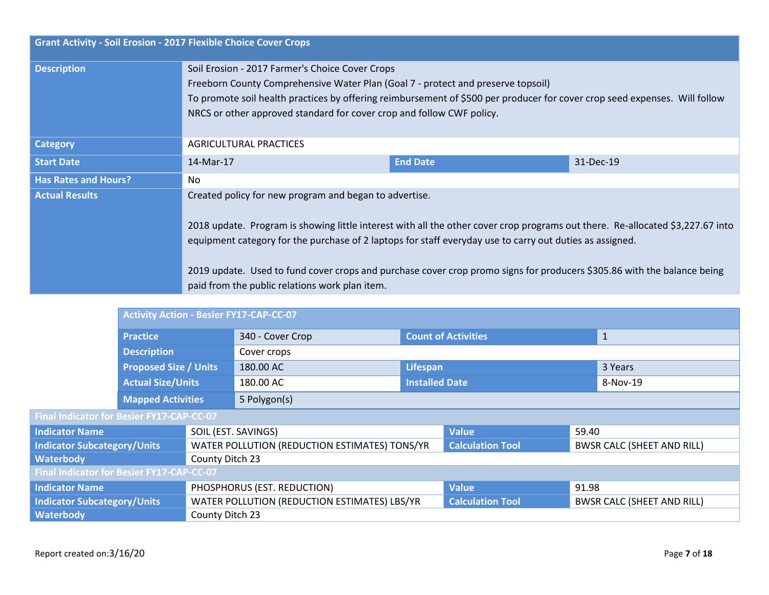## Grant Activity - Soil Erosion - 2017 Flexible Choice Cover Crops

| Field | Value | | |
|---|---|---|---|
| **Description** | Soil Erosion - 2017 Farmer's Choice Cover Crops<br>Freeborn County Comprehensive Water Plan (Goal 7 - protect and preserve topsoil)<br>To promote soil health practices by offering reimbursement of $500 per producer for cover crop seed expenses. Will follow NRCS or other approved standard for cover crop and follow CWF policy. | | |
| **Category** | AGRICULTURAL PRACTICES | | |
| **Start Date** | 14-Mar-17 | **End Date** | 31-Dec-19 |
| **Has Rates and Hours?** | No | | |
| **Actual Results** | Created policy for new program and began to advertise.<br><br>2018 update. Program is showing little interest with all the other cover crop programs out there. Re-allocated $3,227.67 into equipment category for the purchase of 2 laptops for staff everyday use to carry out duties as assigned.<br><br>2019 update. Used to fund cover crops and purchase cover crop promo signs for producers $305.86 with the balance being paid from the public relations work plan item. | | |

### Activity Action - Besier FY17-CAP-CC-07

| Field | Value | Field | Value |
|---|---|---|---|
| **Practice** | 340 - Cover Crop | **Count of Activities** | 1 |
| **Description** | Cover crops | | |
| **Proposed Size / Units** | 180.00 AC | **Lifespan** | 3 Years |
| **Actual Size/Units** | 180.00 AC | **Installed Date** | 8-Nov-19 |
| **Mapped Activities** | 5 Polygon(s) | | |

### Final Indicator for Besier FY17-CAP-CC-07

| Field | Value | Field | Value |
|---|---|---|---|
| **Indicator Name** | SOIL (EST. SAVINGS) | **Value** | 59.40 |
| **Indicator Subcategory/Units** | WATER POLLUTION (REDUCTION ESTIMATES) TONS/YR | **Calculation Tool** | BWSR CALC (SHEET AND RILL) |
| **Waterbody** | County Ditch 23 | | |

### Final Indicator for Besier FY17-CAP-CC-07

| Field | Value | Field | Value |
|---|---|---|---|
| **Indicator Name** | PHOSPHORUS (EST. REDUCTION) | **Value** | 91.98 |
| **Indicator Subcategory/Units** | WATER POLLUTION (REDUCTION ESTIMATES) LBS/YR | **Calculation Tool** | BWSR CALC (SHEET AND RILL) |
| **Waterbody** | County Ditch 23 | | |

Report created on:3/16/20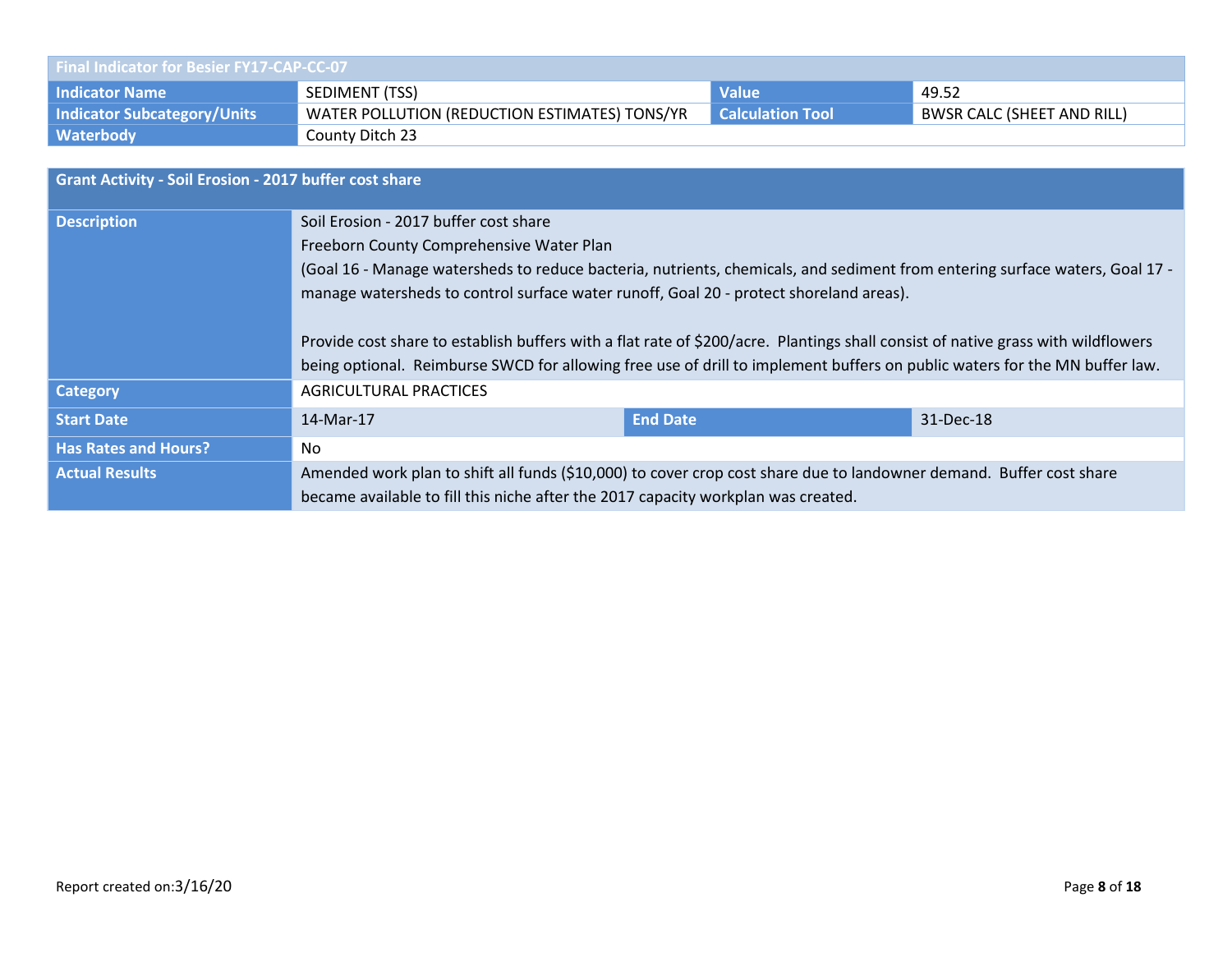| Final Indicator for Besier FY17-CAP-CC-07 | | | |
|---|---|---|---|
| **Indicator Name** | SEDIMENT (TSS) | **Value** | 49.52 |
| **Indicator Subcategory/Units** | WATER POLLUTION (REDUCTION ESTIMATES) TONS/YR | **Calculation Tool** | BWSR CALC (SHEET AND RILL) |
| **Waterbody** | County Ditch 23 | | |

| Grant Activity - Soil Erosion - 2017 buffer cost share | | | |
|---|---|---|---|
| **Description** | Soil Erosion - 2017 buffer cost share<br>Freeborn County Comprehensive Water Plan<br>(Goal 16 - Manage watersheds to reduce bacteria, nutrients, chemicals, and sediment from entering surface waters, Goal 17 - manage watersheds to control surface water runoff, Goal 20 - protect shoreland areas).<br><br>Provide cost share to establish buffers with a flat rate of $200/acre. Plantings shall consist of native grass with wildflowers being optional. Reimburse SWCD for allowing free use of drill to implement buffers on public waters for the MN buffer law. | | |
| **Category** | AGRICULTURAL PRACTICES | | |
| **Start Date** | 14-Mar-17 | **End Date** | 31-Dec-18 |
| **Has Rates and Hours?** | No | | |
| **Actual Results** | Amended work plan to shift all funds ($10,000) to cover crop cost share due to landowner demand. Buffer cost share became available to fill this niche after the 2017 capacity workplan was created. | | |

Report created on:3/16/20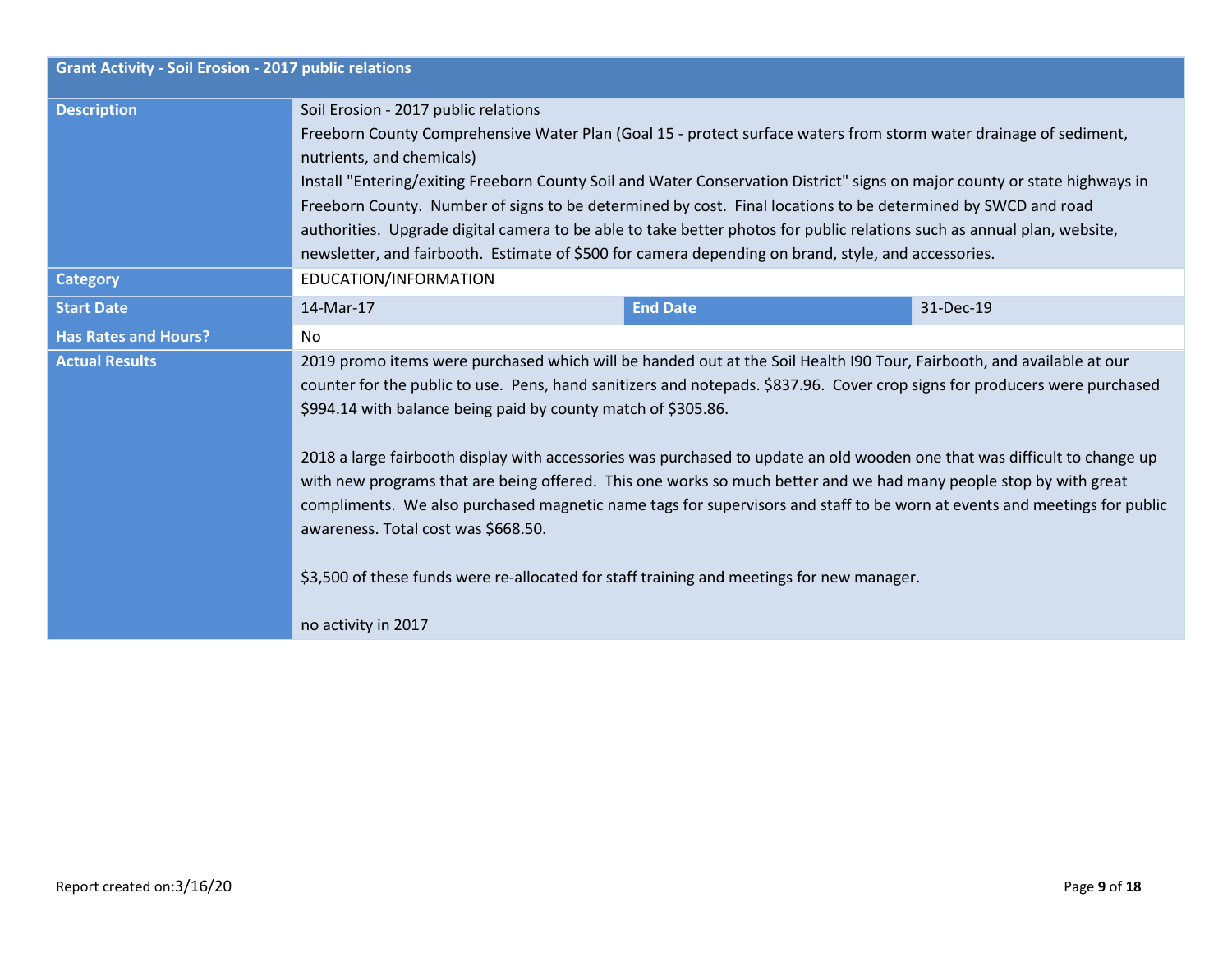| Grant Activity - Soil Erosion - 2017 public relations | | | |
|---|---|---|---|
| **Description** | Soil Erosion - 2017 public relations<br>Freeborn County Comprehensive Water Plan (Goal 15 - protect surface waters from storm water drainage of sediment, nutrients, and chemicals)<br>Install "Entering/exiting Freeborn County Soil and Water Conservation District" signs on major county or state highways in Freeborn County. Number of signs to be determined by cost. Final locations to be determined by SWCD and road authorities. Upgrade digital camera to be able to take better photos for public relations such as annual plan, website, newsletter, and fairbooth. Estimate of $500 for camera depending on brand, style, and accessories. | | |
| **Category** | EDUCATION/INFORMATION | | |
| **Start Date** | 14-Mar-17 | **End Date** | 31-Dec-19 |
| **Has Rates and Hours?** | No | | |
| **Actual Results** | 2019 promo items were purchased which will be handed out at the Soil Health I90 Tour, Fairbooth, and available at our counter for the public to use. Pens, hand sanitizers and notepads. $837.96. Cover crop signs for producers were purchased $994.14 with balance being paid by county match of $305.86.<br><br>2018 a large fairbooth display with accessories was purchased to update an old wooden one that was difficult to change up with new programs that are being offered. This one works so much better and we had many people stop by with great compliments. We also purchased magnetic name tags for supervisors and staff to be worn at events and meetings for public awareness. Total cost was $668.50.<br><br>$3,500 of these funds were re-allocated for staff training and meetings for new manager.<br><br>no activity in 2017 | | |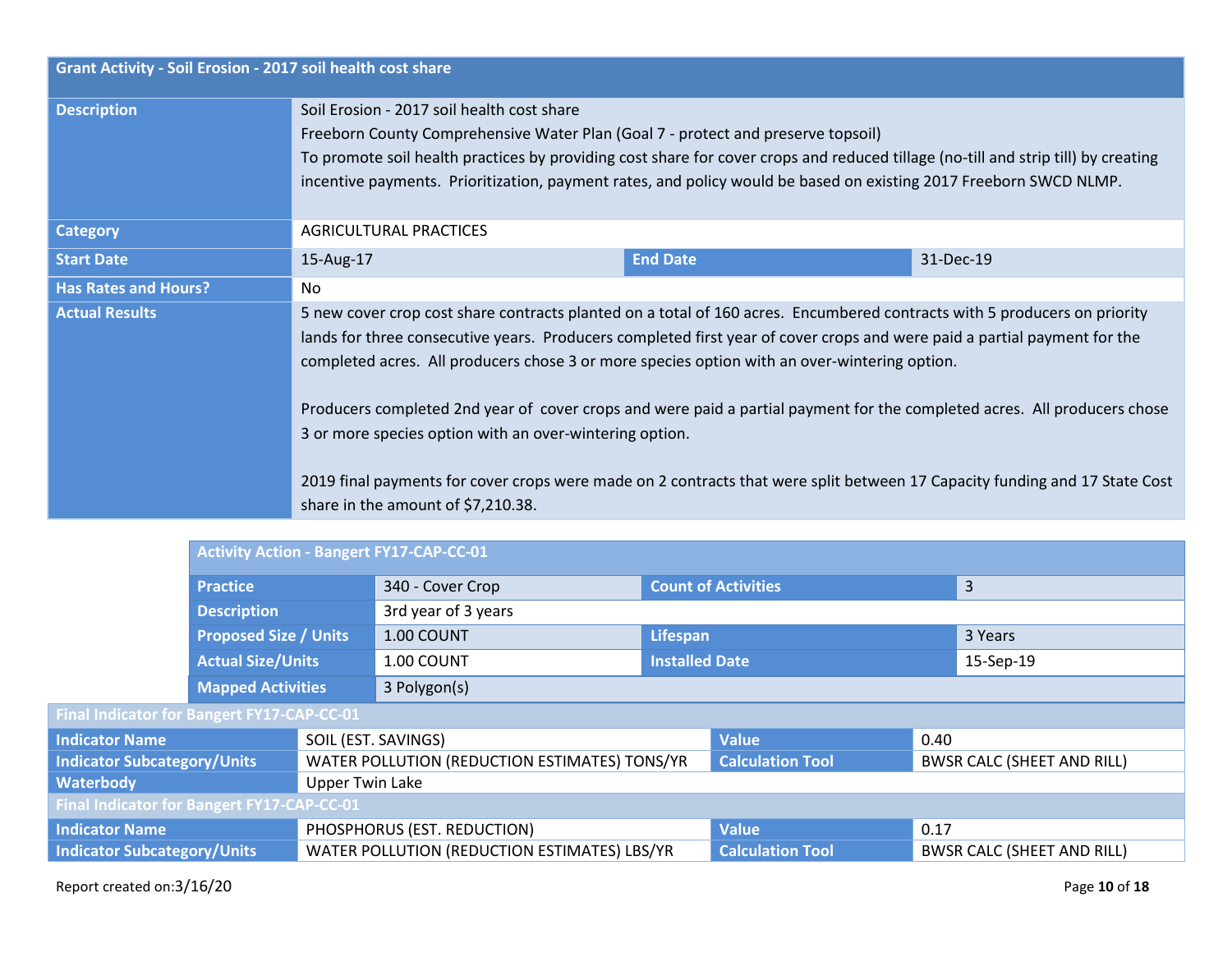| Grant Activity - Soil Erosion - 2017 soil health cost share | | | |
|---|---|---|---|
| **Description** | Soil Erosion - 2017 soil health cost share<br>Freeborn County Comprehensive Water Plan (Goal 7 - protect and preserve topsoil)<br>To promote soil health practices by providing cost share for cover crops and reduced tillage (no-till and strip till) by creating incentive payments. Prioritization, payment rates, and policy would be based on existing 2017 Freeborn SWCD NLMP. | | |
| **Category** | AGRICULTURAL PRACTICES | | |
| **Start Date** | 15-Aug-17 | **End Date** | 31-Dec-19 |
| **Has Rates and Hours?** | No | | |
| **Actual Results** | 5 new cover crop cost share contracts planted on a total of 160 acres. Encumbered contracts with 5 producers on priority lands for three consecutive years. Producers completed first year of cover crops and were paid a partial payment for the completed acres. All producers chose 3 or more species option with an over-wintering option.<br><br>Producers completed 2nd year of cover crops and were paid a partial payment for the completed acres. All producers chose 3 or more species option with an over-wintering option.<br><br>2019 final payments for cover crops were made on 2 contracts that were split between 17 Capacity funding and 17 State Cost share in the amount of $7,210.38. | | |

| Activity Action - Bangert FY17-CAP-CC-01 | | | |
|---|---|---|---|
| **Practice** | 340 - Cover Crop | **Count of Activities** | 3 |
| **Description** | 3rd year of 3 years | | |
| **Proposed Size / Units** | 1.00 COUNT | **Lifespan** | 3 Years |
| **Actual Size/Units** | 1.00 COUNT | **Installed Date** | 15-Sep-19 |
| **Mapped Activities** | 3 Polygon(s) | | |

| Final Indicator for Bangert FY17-CAP-CC-01 | | | |
|---|---|---|---|
| **Indicator Name** | SOIL (EST. SAVINGS) | **Value** | 0.40 |
| **Indicator Subcategory/Units** | WATER POLLUTION (REDUCTION ESTIMATES) TONS/YR | **Calculation Tool** | BWSR CALC (SHEET AND RILL) |
| **Waterbody** | Upper Twin Lake | | |

| Final Indicator for Bangert FY17-CAP-CC-01 | | | |
|---|---|---|---|
| **Indicator Name** | PHOSPHORUS (EST. REDUCTION) | **Value** | 0.17 |
| **Indicator Subcategory/Units** | WATER POLLUTION (REDUCTION ESTIMATES) LBS/YR | **Calculation Tool** | BWSR CALC (SHEET AND RILL) |

Report created on:3/16/20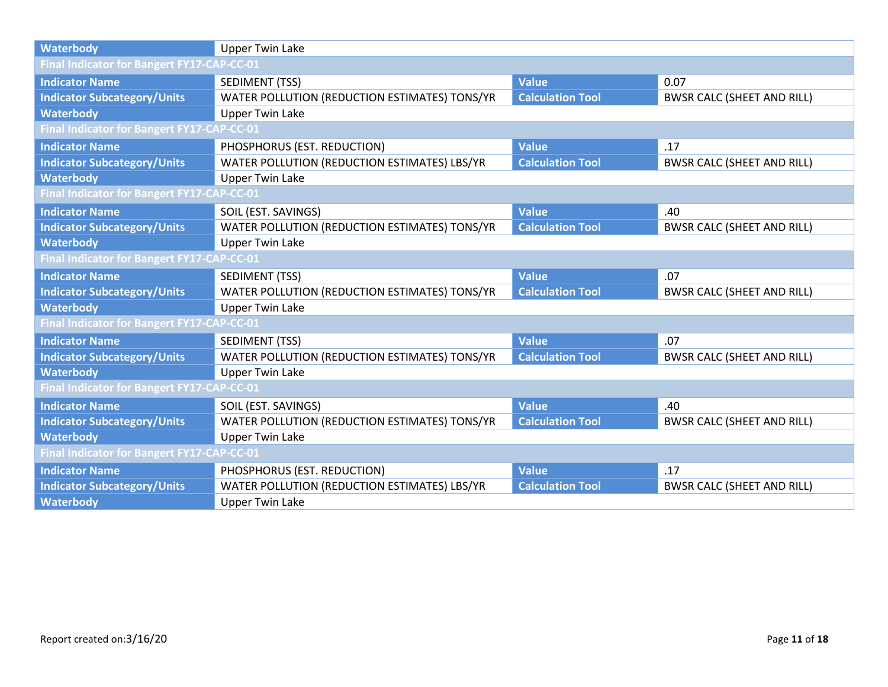| Waterbody | Upper Twin Lake | | |
|---|---|---|---|
| **Final Indicator for Bangert FY17-CAP-CC-01** | | | |
| **Indicator Name** | SEDIMENT (TSS) | **Value** | 0.07 |
| **Indicator Subcategory/Units** | WATER POLLUTION (REDUCTION ESTIMATES) TONS/YR | **Calculation Tool** | BWSR CALC (SHEET AND RILL) |
| **Waterbody** | Upper Twin Lake | | |
| **Final Indicator for Bangert FY17-CAP-CC-01** | | | |
| **Indicator Name** | PHOSPHORUS (EST. REDUCTION) | **Value** | .17 |
| **Indicator Subcategory/Units** | WATER POLLUTION (REDUCTION ESTIMATES) LBS/YR | **Calculation Tool** | BWSR CALC (SHEET AND RILL) |
| **Waterbody** | Upper Twin Lake | | |
| **Final Indicator for Bangert FY17-CAP-CC-01** | | | |
| **Indicator Name** | SOIL (EST. SAVINGS) | **Value** | .40 |
| **Indicator Subcategory/Units** | WATER POLLUTION (REDUCTION ESTIMATES) TONS/YR | **Calculation Tool** | BWSR CALC (SHEET AND RILL) |
| **Waterbody** | Upper Twin Lake | | |
| **Final Indicator for Bangert FY17-CAP-CC-01** | | | |
| **Indicator Name** | SEDIMENT (TSS) | **Value** | .07 |
| **Indicator Subcategory/Units** | WATER POLLUTION (REDUCTION ESTIMATES) TONS/YR | **Calculation Tool** | BWSR CALC (SHEET AND RILL) |
| **Waterbody** | Upper Twin Lake | | |
| **Final Indicator for Bangert FY17-CAP-CC-01** | | | |
| **Indicator Name** | SEDIMENT (TSS) | **Value** | .07 |
| **Indicator Subcategory/Units** | WATER POLLUTION (REDUCTION ESTIMATES) TONS/YR | **Calculation Tool** | BWSR CALC (SHEET AND RILL) |
| **Waterbody** | Upper Twin Lake | | |
| **Final Indicator for Bangert FY17-CAP-CC-01** | | | |
| **Indicator Name** | SOIL (EST. SAVINGS) | **Value** | .40 |
| **Indicator Subcategory/Units** | WATER POLLUTION (REDUCTION ESTIMATES) TONS/YR | **Calculation Tool** | BWSR CALC (SHEET AND RILL) |
| **Waterbody** | Upper Twin Lake | | |
| **Final Indicator for Bangert FY17-CAP-CC-01** | | | |
| **Indicator Name** | PHOSPHORUS (EST. REDUCTION) | **Value** | .17 |
| **Indicator Subcategory/Units** | WATER POLLUTION (REDUCTION ESTIMATES) LBS/YR | **Calculation Tool** | BWSR CALC (SHEET AND RILL) |
| **Waterbody** | Upper Twin Lake | | |

Report created on:3/16/20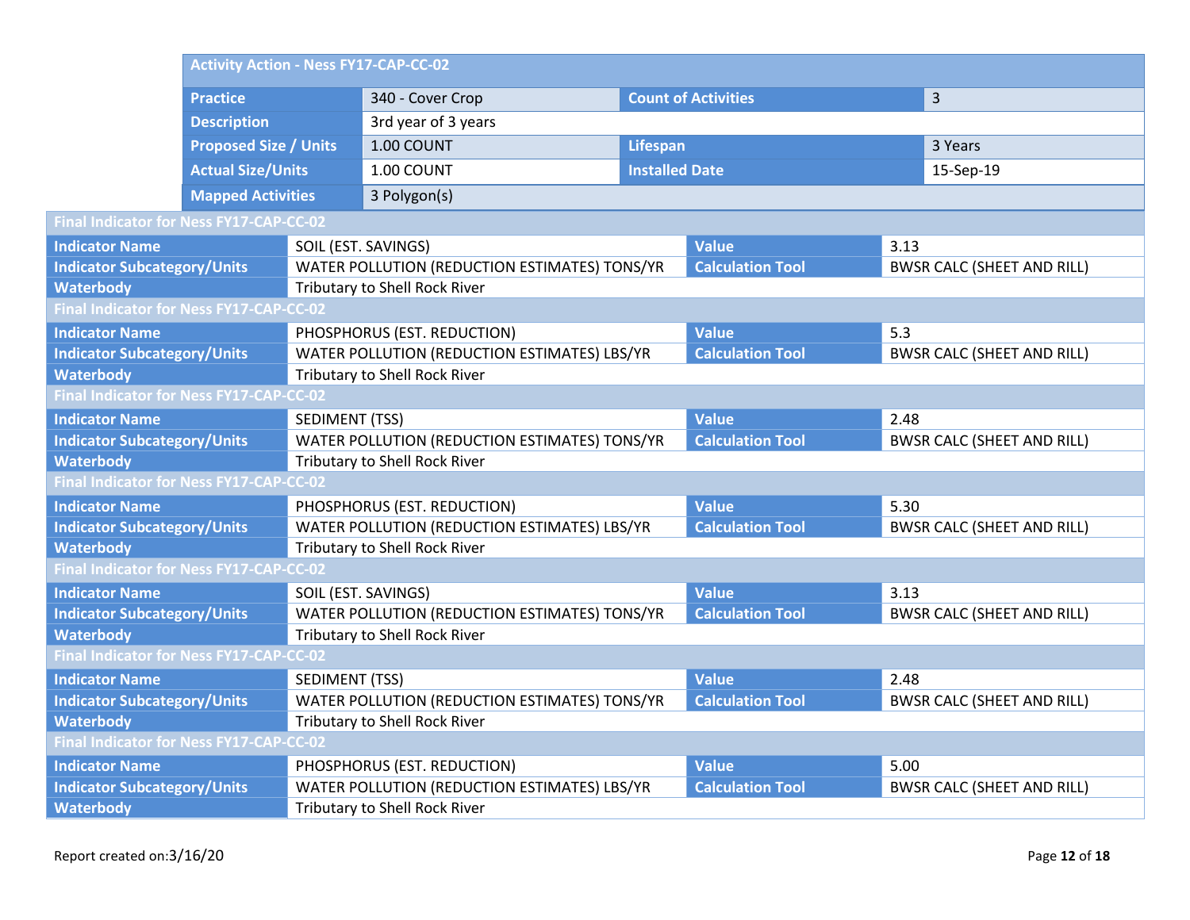| Activity Action - Ness FY17-CAP-CC-02 | | | |
|---|---|---|---|
| Practice | 340 - Cover Crop | Count of Activities | 3 |
| Description | 3rd year of 3 years | | |
| Proposed Size / Units | 1.00 COUNT | Lifespan | 3 Years |
| Actual Size/Units | 1.00 COUNT | Installed Date | 15-Sep-19 |
| Mapped Activities | 3 Polygon(s) | | |

| Final Indicator for Ness FY17-CAP-CC-02 | | | |
|---|---|---|---|
| Indicator Name | SOIL (EST. SAVINGS) | Value | 3.13 |
| Indicator Subcategory/Units | WATER POLLUTION (REDUCTION ESTIMATES) TONS/YR | Calculation Tool | BWSR CALC (SHEET AND RILL) |
| Waterbody | Tributary to Shell Rock River | | |
| **Final Indicator for Ness FY17-CAP-CC-02** | | | |
| Indicator Name | PHOSPHORUS (EST. REDUCTION) | Value | 5.3 |
| Indicator Subcategory/Units | WATER POLLUTION (REDUCTION ESTIMATES) LBS/YR | Calculation Tool | BWSR CALC (SHEET AND RILL) |
| Waterbody | Tributary to Shell Rock River | | |
| **Final Indicator for Ness FY17-CAP-CC-02** | | | |
| Indicator Name | SEDIMENT (TSS) | Value | 2.48 |
| Indicator Subcategory/Units | WATER POLLUTION (REDUCTION ESTIMATES) TONS/YR | Calculation Tool | BWSR CALC (SHEET AND RILL) |
| Waterbody | Tributary to Shell Rock River | | |
| **Final Indicator for Ness FY17-CAP-CC-02** | | | |
| Indicator Name | PHOSPHORUS (EST. REDUCTION) | Value | 5.30 |
| Indicator Subcategory/Units | WATER POLLUTION (REDUCTION ESTIMATES) LBS/YR | Calculation Tool | BWSR CALC (SHEET AND RILL) |
| Waterbody | Tributary to Shell Rock River | | |
| **Final Indicator for Ness FY17-CAP-CC-02** | | | |
| Indicator Name | SOIL (EST. SAVINGS) | Value | 3.13 |
| Indicator Subcategory/Units | WATER POLLUTION (REDUCTION ESTIMATES) TONS/YR | Calculation Tool | BWSR CALC (SHEET AND RILL) |
| Waterbody | Tributary to Shell Rock River | | |
| **Final Indicator for Ness FY17-CAP-CC-02** | | | |
| Indicator Name | SEDIMENT (TSS) | Value | 2.48 |
| Indicator Subcategory/Units | WATER POLLUTION (REDUCTION ESTIMATES) TONS/YR | Calculation Tool | BWSR CALC (SHEET AND RILL) |
| Waterbody | Tributary to Shell Rock River | | |
| **Final Indicator for Ness FY17-CAP-CC-02** | | | |
| Indicator Name | PHOSPHORUS (EST. REDUCTION) | Value | 5.00 |
| Indicator Subcategory/Units | WATER POLLUTION (REDUCTION ESTIMATES) LBS/YR | Calculation Tool | BWSR CALC (SHEET AND RILL) |
| Waterbody | Tributary to Shell Rock River | | |

Report created on:3/16/20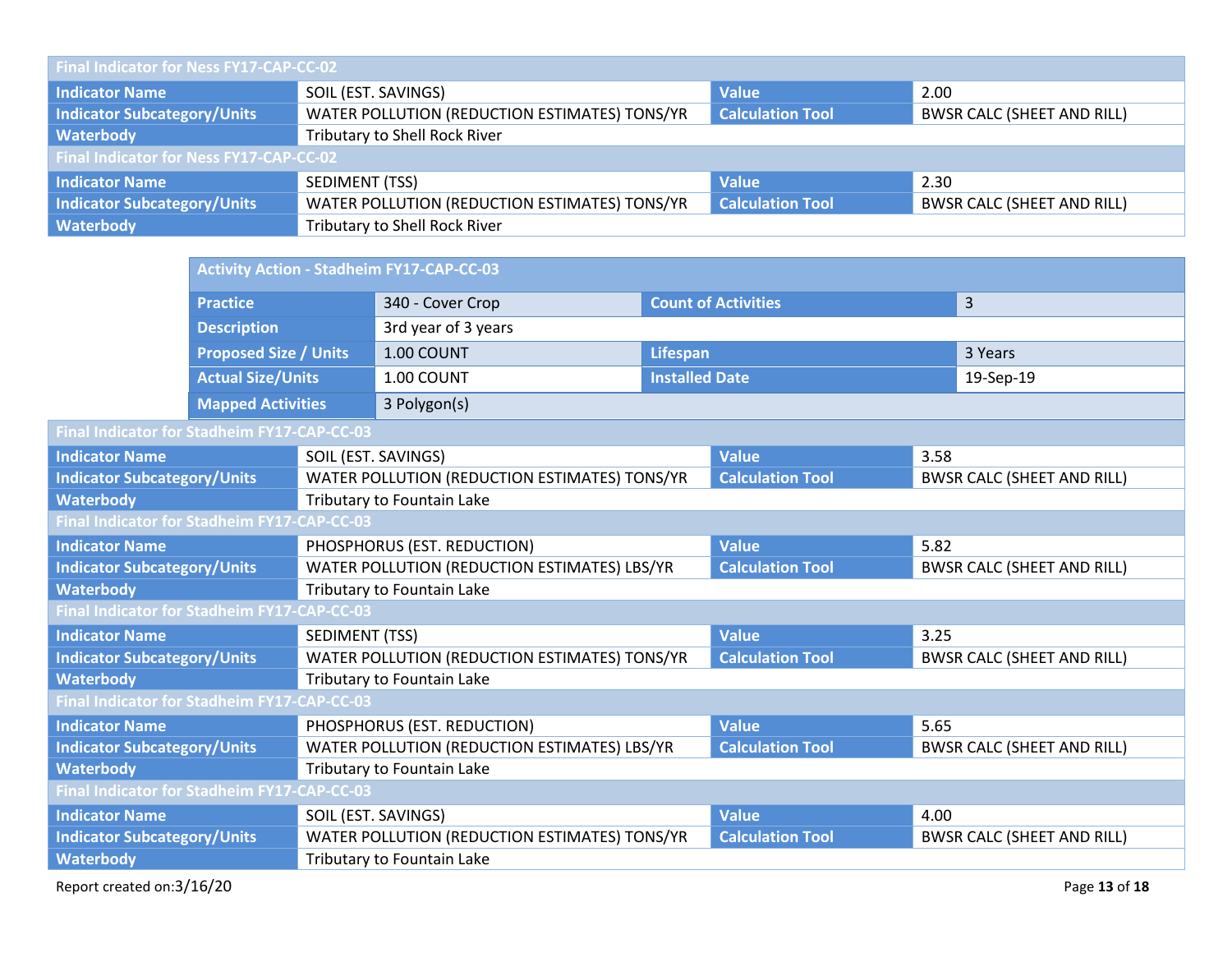| Final Indicator for Ness FY17-CAP-CC-02 | | | |
|---|---|---|---|
| Indicator Name | SOIL (EST. SAVINGS) | Value | 2.00 |
| Indicator Subcategory/Units | WATER POLLUTION (REDUCTION ESTIMATES) TONS/YR | Calculation Tool | BWSR CALC (SHEET AND RILL) |
| Waterbody | Tributary to Shell Rock River | | |

| Final Indicator for Ness FY17-CAP-CC-02 | | | |
|---|---|---|---|
| Indicator Name | SEDIMENT (TSS) | Value | 2.30 |
| Indicator Subcategory/Units | WATER POLLUTION (REDUCTION ESTIMATES) TONS/YR | Calculation Tool | BWSR CALC (SHEET AND RILL) |
| Waterbody | Tributary to Shell Rock River | | |

| Activity Action - Stadheim FY17-CAP-CC-03 | | | |
|---|---|---|---|
| Practice | 340 - Cover Crop | Count of Activities | 3 |
| Description | 3rd year of 3 years | | |
| Proposed Size / Units | 1.00 COUNT | Lifespan | 3 Years |
| Actual Size/Units | 1.00 COUNT | Installed Date | 19-Sep-19 |
| Mapped Activities | 3 Polygon(s) | | |

| Final Indicator for Stadheim FY17-CAP-CC-03 | | | |
|---|---|---|---|
| Indicator Name | SOIL (EST. SAVINGS) | Value | 3.58 |
| Indicator Subcategory/Units | WATER POLLUTION (REDUCTION ESTIMATES) TONS/YR | Calculation Tool | BWSR CALC (SHEET AND RILL) |
| Waterbody | Tributary to Fountain Lake | | |

| Final Indicator for Stadheim FY17-CAP-CC-03 | | | |
|---|---|---|---|
| Indicator Name | PHOSPHORUS (EST. REDUCTION) | Value | 5.82 |
| Indicator Subcategory/Units | WATER POLLUTION (REDUCTION ESTIMATES) LBS/YR | Calculation Tool | BWSR CALC (SHEET AND RILL) |
| Waterbody | Tributary to Fountain Lake | | |

| Final Indicator for Stadheim FY17-CAP-CC-03 | | | |
|---|---|---|---|
| Indicator Name | SEDIMENT (TSS) | Value | 3.25 |
| Indicator Subcategory/Units | WATER POLLUTION (REDUCTION ESTIMATES) TONS/YR | Calculation Tool | BWSR CALC (SHEET AND RILL) |
| Waterbody | Tributary to Fountain Lake | | |

| Final Indicator for Stadheim FY17-CAP-CC-03 | | | |
|---|---|---|---|
| Indicator Name | PHOSPHORUS (EST. REDUCTION) | Value | 5.65 |
| Indicator Subcategory/Units | WATER POLLUTION (REDUCTION ESTIMATES) LBS/YR | Calculation Tool | BWSR CALC (SHEET AND RILL) |
| Waterbody | Tributary to Fountain Lake | | |

| Final Indicator for Stadheim FY17-CAP-CC-03 | | | |
|---|---|---|---|
| Indicator Name | SOIL (EST. SAVINGS) | Value | 4.00 |
| Indicator Subcategory/Units | WATER POLLUTION (REDUCTION ESTIMATES) TONS/YR | Calculation Tool | BWSR CALC (SHEET AND RILL) |
| Waterbody | Tributary to Fountain Lake | | |

Report created on:3/16/20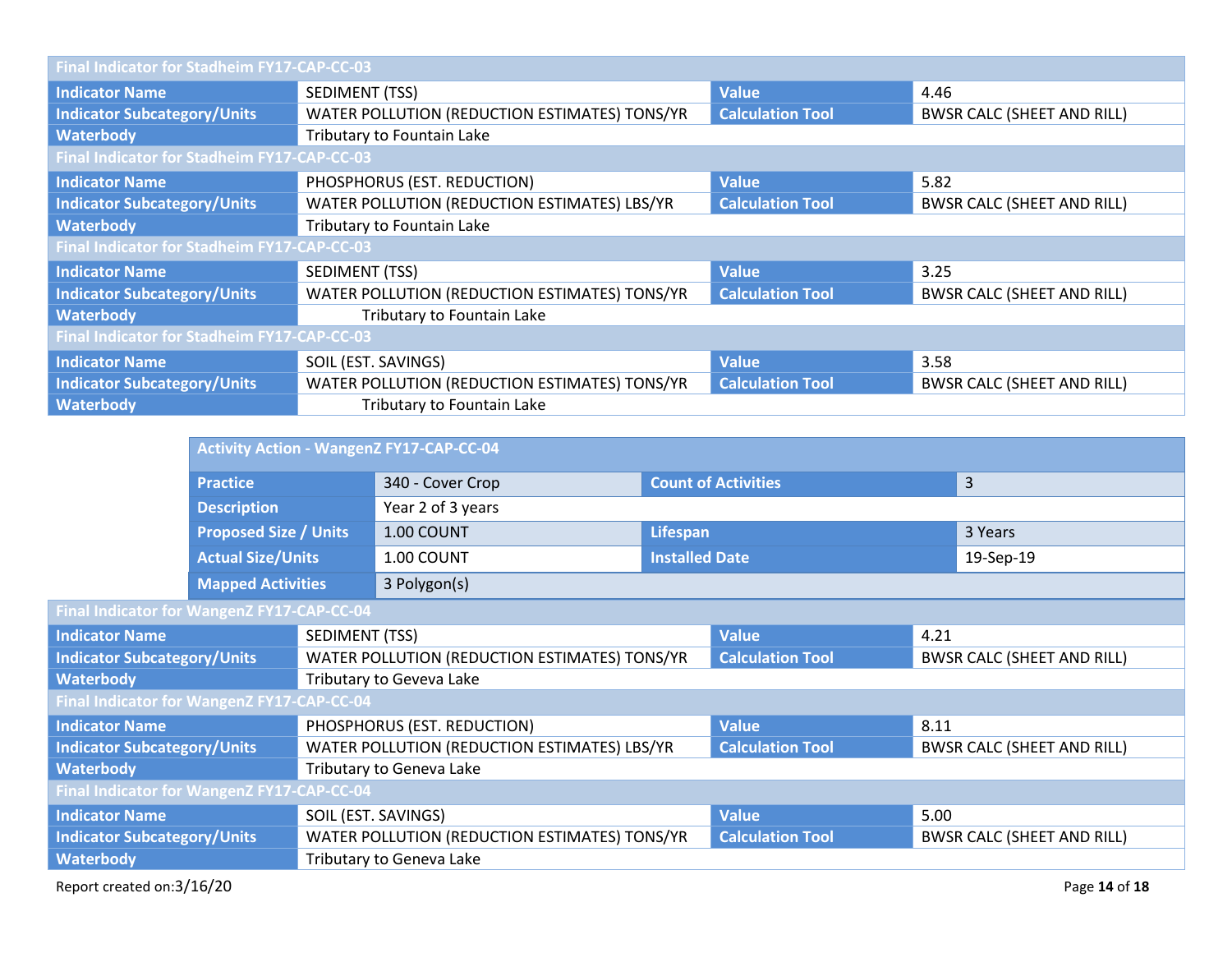| Final Indicator for Stadheim FY17-CAP-CC-03 | | | |
|---|---|---|---|
| Indicator Name | SEDIMENT (TSS) | Value | 4.46 |
| Indicator Subcategory/Units | WATER POLLUTION (REDUCTION ESTIMATES) TONS/YR | Calculation Tool | BWSR CALC (SHEET AND RILL) |
| Waterbody | Tributary to Fountain Lake | | |

| Final Indicator for Stadheim FY17-CAP-CC-03 | | | |
|---|---|---|---|
| Indicator Name | PHOSPHORUS (EST. REDUCTION) | Value | 5.82 |
| Indicator Subcategory/Units | WATER POLLUTION (REDUCTION ESTIMATES) LBS/YR | Calculation Tool | BWSR CALC (SHEET AND RILL) |
| Waterbody | Tributary to Fountain Lake | | |

| Final Indicator for Stadheim FY17-CAP-CC-03 | | | |
|---|---|---|---|
| Indicator Name | SEDIMENT (TSS) | Value | 3.25 |
| Indicator Subcategory/Units | WATER POLLUTION (REDUCTION ESTIMATES) TONS/YR | Calculation Tool | BWSR CALC (SHEET AND RILL) |
| Waterbody | Tributary to Fountain Lake | | |

| Final Indicator for Stadheim FY17-CAP-CC-03 | | | |
|---|---|---|---|
| Indicator Name | SOIL (EST. SAVINGS) | Value | 3.58 |
| Indicator Subcategory/Units | WATER POLLUTION (REDUCTION ESTIMATES) TONS/YR | Calculation Tool | BWSR CALC (SHEET AND RILL) |
| Waterbody | Tributary to Fountain Lake | | |

| Activity Action - WangenZ FY17-CAP-CC-04 | | | |
|---|---|---|---|
| Practice | 340 - Cover Crop | Count of Activities | 3 |
| Description | Year 2 of 3 years | | |
| Proposed Size / Units | 1.00 COUNT | Lifespan | 3 Years |
| Actual Size/Units | 1.00 COUNT | Installed Date | 19-Sep-19 |
| Mapped Activities | 3 Polygon(s) | | |

| Final Indicator for WangenZ FY17-CAP-CC-04 | | | |
|---|---|---|---|
| Indicator Name | SEDIMENT (TSS) | Value | 4.21 |
| Indicator Subcategory/Units | WATER POLLUTION (REDUCTION ESTIMATES) TONS/YR | Calculation Tool | BWSR CALC (SHEET AND RILL) |
| Waterbody | Tributary to Geveva Lake | | |

| Final Indicator for WangenZ FY17-CAP-CC-04 | | | |
|---|---|---|---|
| Indicator Name | PHOSPHORUS (EST. REDUCTION) | Value | 8.11 |
| Indicator Subcategory/Units | WATER POLLUTION (REDUCTION ESTIMATES) LBS/YR | Calculation Tool | BWSR CALC (SHEET AND RILL) |
| Waterbody | Tributary to Geneva Lake | | |

| Final Indicator for WangenZ FY17-CAP-CC-04 | | | |
|---|---|---|---|
| Indicator Name | SOIL (EST. SAVINGS) | Value | 5.00 |
| Indicator Subcategory/Units | WATER POLLUTION (REDUCTION ESTIMATES) TONS/YR | Calculation Tool | BWSR CALC (SHEET AND RILL) |
| Waterbody | Tributary to Geneva Lake | | |

Report created on:3/16/20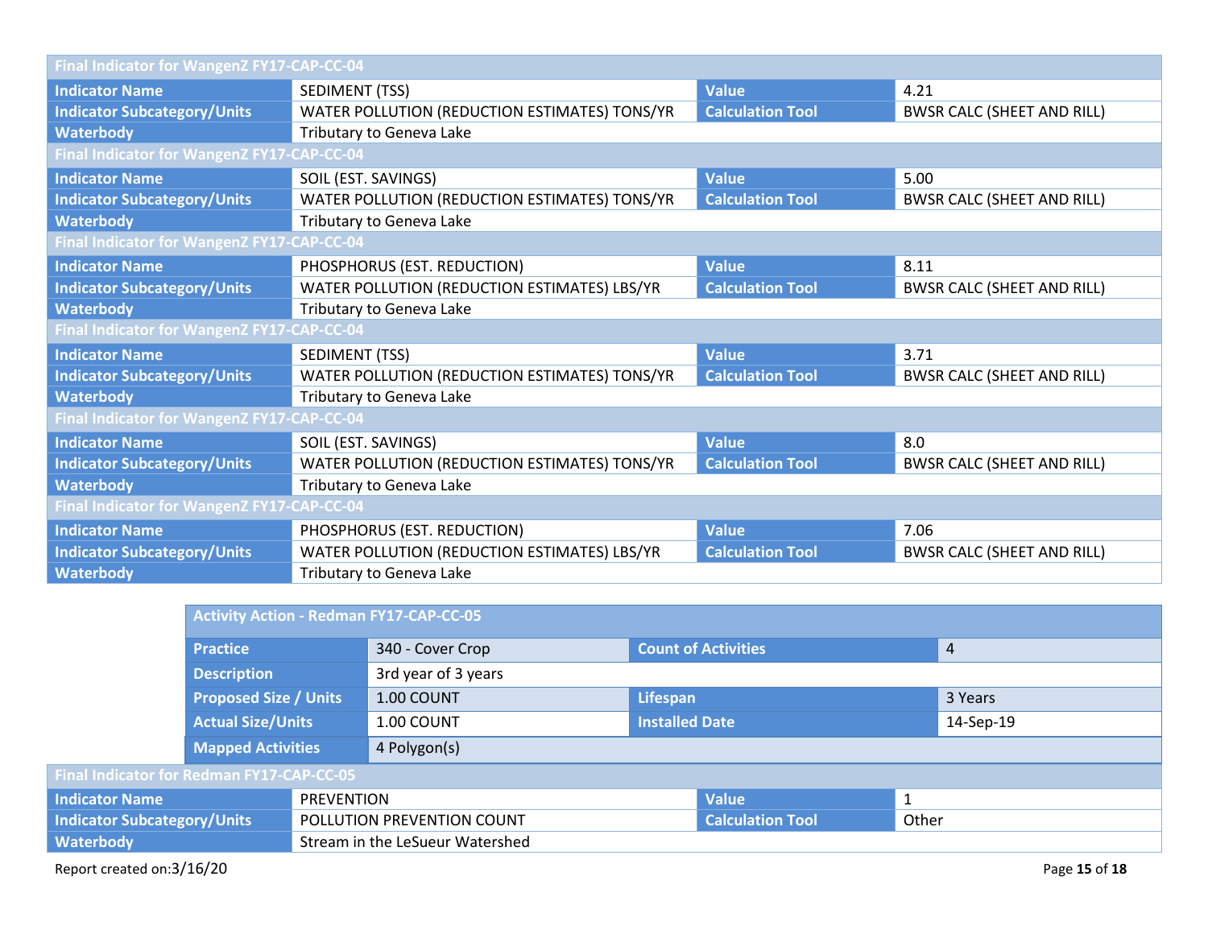| Final Indicator for WangenZ FY17-CAP-CC-04 | | | |
|---|---|---|---|
| Indicator Name | SEDIMENT (TSS) | Value | 4.21 |
| Indicator Subcategory/Units | WATER POLLUTION (REDUCTION ESTIMATES) TONS/YR | Calculation Tool | BWSR CALC (SHEET AND RILL) |
| Waterbody | Tributary to Geneva Lake | | |

| Final Indicator for WangenZ FY17-CAP-CC-04 | | | |
|---|---|---|---|
| Indicator Name | SOIL (EST. SAVINGS) | Value | 5.00 |
| Indicator Subcategory/Units | WATER POLLUTION (REDUCTION ESTIMATES) TONS/YR | Calculation Tool | BWSR CALC (SHEET AND RILL) |
| Waterbody | Tributary to Geneva Lake | | |

| Final Indicator for WangenZ FY17-CAP-CC-04 | | | |
|---|---|---|---|
| Indicator Name | PHOSPHORUS (EST. REDUCTION) | Value | 8.11 |
| Indicator Subcategory/Units | WATER POLLUTION (REDUCTION ESTIMATES) LBS/YR | Calculation Tool | BWSR CALC (SHEET AND RILL) |
| Waterbody | Tributary to Geneva Lake | | |

| Final Indicator for WangenZ FY17-CAP-CC-04 | | | |
|---|---|---|---|
| Indicator Name | SEDIMENT (TSS) | Value | 3.71 |
| Indicator Subcategory/Units | WATER POLLUTION (REDUCTION ESTIMATES) TONS/YR | Calculation Tool | BWSR CALC (SHEET AND RILL) |
| Waterbody | Tributary to Geneva Lake | | |

| Final Indicator for WangenZ FY17-CAP-CC-04 | | | |
|---|---|---|---|
| Indicator Name | SOIL (EST. SAVINGS) | Value | 8.0 |
| Indicator Subcategory/Units | WATER POLLUTION (REDUCTION ESTIMATES) TONS/YR | Calculation Tool | BWSR CALC (SHEET AND RILL) |
| Waterbody | Tributary to Geneva Lake | | |

| Final Indicator for WangenZ FY17-CAP-CC-04 | | | |
|---|---|---|---|
| Indicator Name | PHOSPHORUS (EST. REDUCTION) | Value | 7.06 |
| Indicator Subcategory/Units | WATER POLLUTION (REDUCTION ESTIMATES) LBS/YR | Calculation Tool | BWSR CALC (SHEET AND RILL) |
| Waterbody | Tributary to Geneva Lake | | |

| Activity Action - Redman FY17-CAP-CC-05 | | | |
|---|---|---|---|
| Practice | 340 - Cover Crop | Count of Activities | 4 |
| Description | 3rd year of 3 years | | |
| Proposed Size / Units | 1.00 COUNT | Lifespan | 3 Years |
| Actual Size/Units | 1.00 COUNT | Installed Date | 14-Sep-19 |
| Mapped Activities | 4 Polygon(s) | | |

| Final Indicator for Redman FY17-CAP-CC-05 | | | |
|---|---|---|---|
| Indicator Name | PREVENTION | Value | 1 |
| Indicator Subcategory/Units | POLLUTION PREVENTION COUNT | Calculation Tool | Other |
| Waterbody | Stream in the LeSueur Watershed | | |

Report created on:3/16/20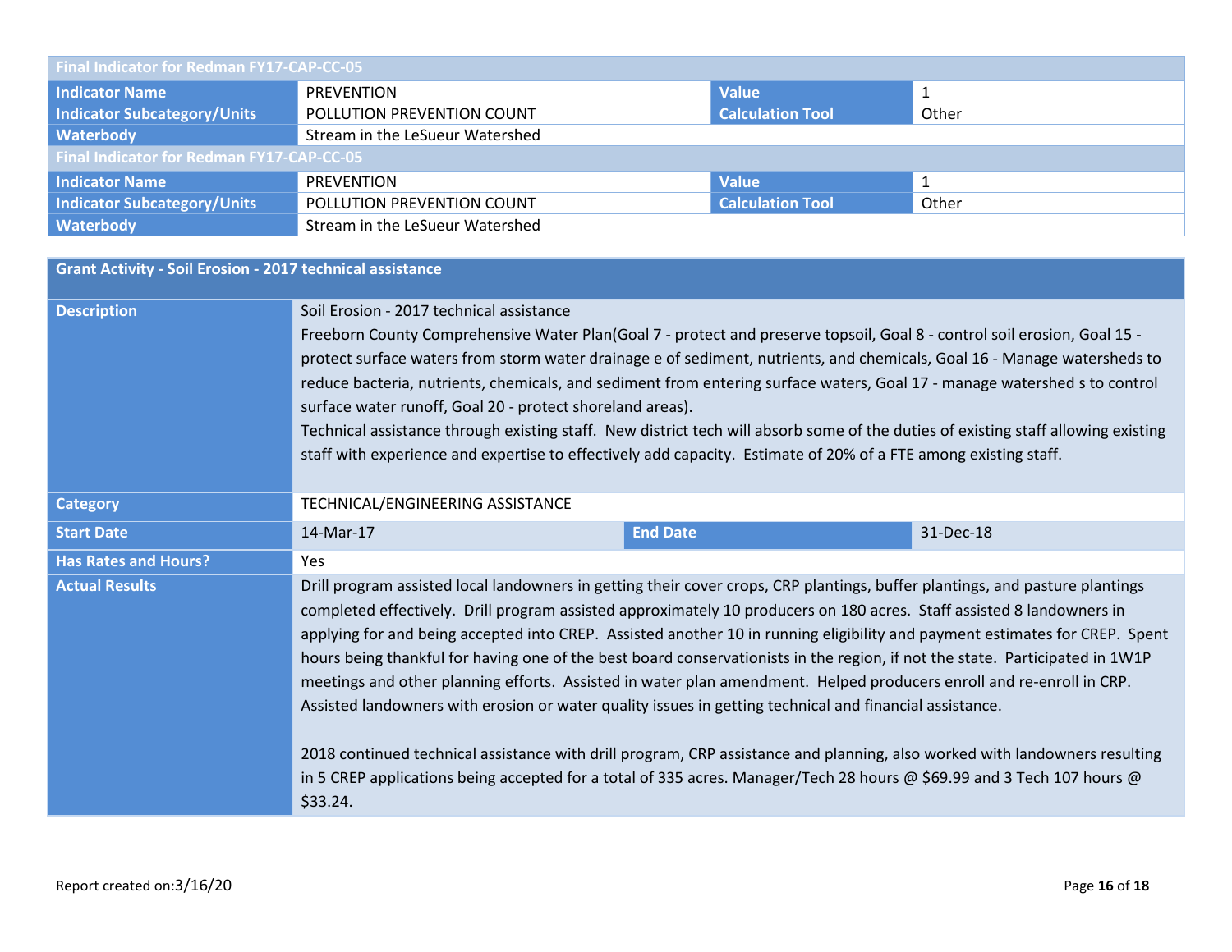| Final Indicator for Redman FY17-CAP-CC-05 | | | |
|---|---|---|---|
| **Indicator Name** | PREVENTION | **Value** | 1 |
| **Indicator Subcategory/Units** | POLLUTION PREVENTION COUNT | **Calculation Tool** | Other |
| **Waterbody** | Stream in the LeSueur Watershed | | |

| Final Indicator for Redman FY17-CAP-CC-05 | | | |
|---|---|---|---|
| **Indicator Name** | PREVENTION | **Value** | 1 |
| **Indicator Subcategory/Units** | POLLUTION PREVENTION COUNT | **Calculation Tool** | Other |
| **Waterbody** | Stream in the LeSueur Watershed | | |

| Grant Activity - Soil Erosion - 2017 technical assistance | | | |
|---|---|---|---|
| **Description** | Soil Erosion - 2017 technical assistance<br>Freeborn County Comprehensive Water Plan(Goal 7 - protect and preserve topsoil, Goal 8 - control soil erosion, Goal 15 - protect surface waters from storm water drainage e of sediment, nutrients, and chemicals, Goal 16 - Manage watersheds to reduce bacteria, nutrients, chemicals, and sediment from entering surface waters, Goal 17 - manage watershed s to control surface water runoff, Goal 20 - protect shoreland areas).<br>Technical assistance through existing staff. New district tech will absorb some of the duties of existing staff allowing existing staff with experience and expertise to effectively add capacity. Estimate of 20% of a FTE among existing staff. | | |
| **Category** | TECHNICAL/ENGINEERING ASSISTANCE | | |
| **Start Date** | 14-Mar-17 | **End Date** | 31-Dec-18 |
| **Has Rates and Hours?** | Yes | | |
| **Actual Results** | Drill program assisted local landowners in getting their cover crops, CRP plantings, buffer plantings, and pasture plantings completed effectively. Drill program assisted approximately 10 producers on 180 acres. Staff assisted 8 landowners in applying for and being accepted into CREP. Assisted another 10 in running eligibility and payment estimates for CREP. Spent hours being thankful for having one of the best board conservationists in the region, if not the state. Participated in 1W1P meetings and other planning efforts. Assisted in water plan amendment. Helped producers enroll and re-enroll in CRP. Assisted landowners with erosion or water quality issues in getting technical and financial assistance.<br><br>2018 continued technical assistance with drill program, CRP assistance and planning, also worked with landowners resulting in 5 CREP applications being accepted for a total of 335 acres. Manager/Tech 28 hours @ $69.99 and 3 Tech 107 hours @ $33.24. | | |

Report created on:3/16/20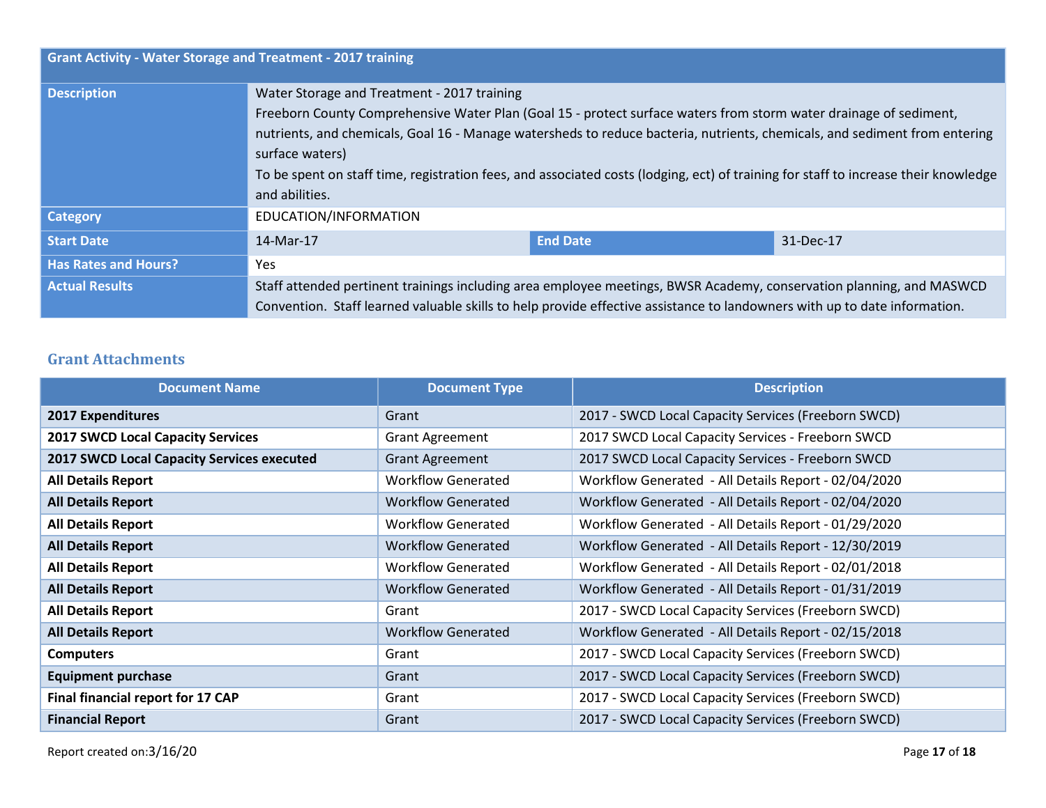| Grant Activity - Water Storage and Treatment - 2017 training | | | |
|---|---|---|---|
| **Description** | Water Storage and Treatment - 2017 training<br>Freeborn County Comprehensive Water Plan (Goal 15 - protect surface waters from storm water drainage of sediment, nutrients, and chemicals, Goal 16 - Manage watersheds to reduce bacteria, nutrients, chemicals, and sediment from entering surface waters)<br>To be spent on staff time, registration fees, and associated costs (lodging, ect) of training for staff to increase their knowledge and abilities. | | |
| **Category** | EDUCATION/INFORMATION | | |
| **Start Date** | 14-Mar-17 | **End Date** | 31-Dec-17 |
| **Has Rates and Hours?** | Yes | | |
| **Actual Results** | Staff attended pertinent trainings including area employee meetings, BWSR Academy, conservation planning, and MASWCD Convention. Staff learned valuable skills to help provide effective assistance to landowners with up to date information. | | |

## Grant Attachments

| Document Name | Document Type | Description |
|---|---|---|
| **2017 Expenditures** | Grant | 2017 - SWCD Local Capacity Services (Freeborn SWCD) |
| **2017 SWCD Local Capacity Services** | Grant Agreement | 2017 SWCD Local Capacity Services - Freeborn SWCD |
| **2017 SWCD Local Capacity Services executed** | Grant Agreement | 2017 SWCD Local Capacity Services - Freeborn SWCD |
| **All Details Report** | Workflow Generated | Workflow Generated - All Details Report - 02/04/2020 |
| **All Details Report** | Workflow Generated | Workflow Generated - All Details Report - 02/04/2020 |
| **All Details Report** | Workflow Generated | Workflow Generated - All Details Report - 01/29/2020 |
| **All Details Report** | Workflow Generated | Workflow Generated - All Details Report - 12/30/2019 |
| **All Details Report** | Workflow Generated | Workflow Generated - All Details Report - 02/01/2018 |
| **All Details Report** | Workflow Generated | Workflow Generated - All Details Report - 01/31/2019 |
| **All Details Report** | Grant | 2017 - SWCD Local Capacity Services (Freeborn SWCD) |
| **All Details Report** | Workflow Generated | Workflow Generated - All Details Report - 02/15/2018 |
| **Computers** | Grant | 2017 - SWCD Local Capacity Services (Freeborn SWCD) |
| **Equipment purchase** | Grant | 2017 - SWCD Local Capacity Services (Freeborn SWCD) |
| **Final financial report for 17 CAP** | Grant | 2017 - SWCD Local Capacity Services (Freeborn SWCD) |
| **Financial Report** | Grant | 2017 - SWCD Local Capacity Services (Freeborn SWCD) |

Report created on:3/16/20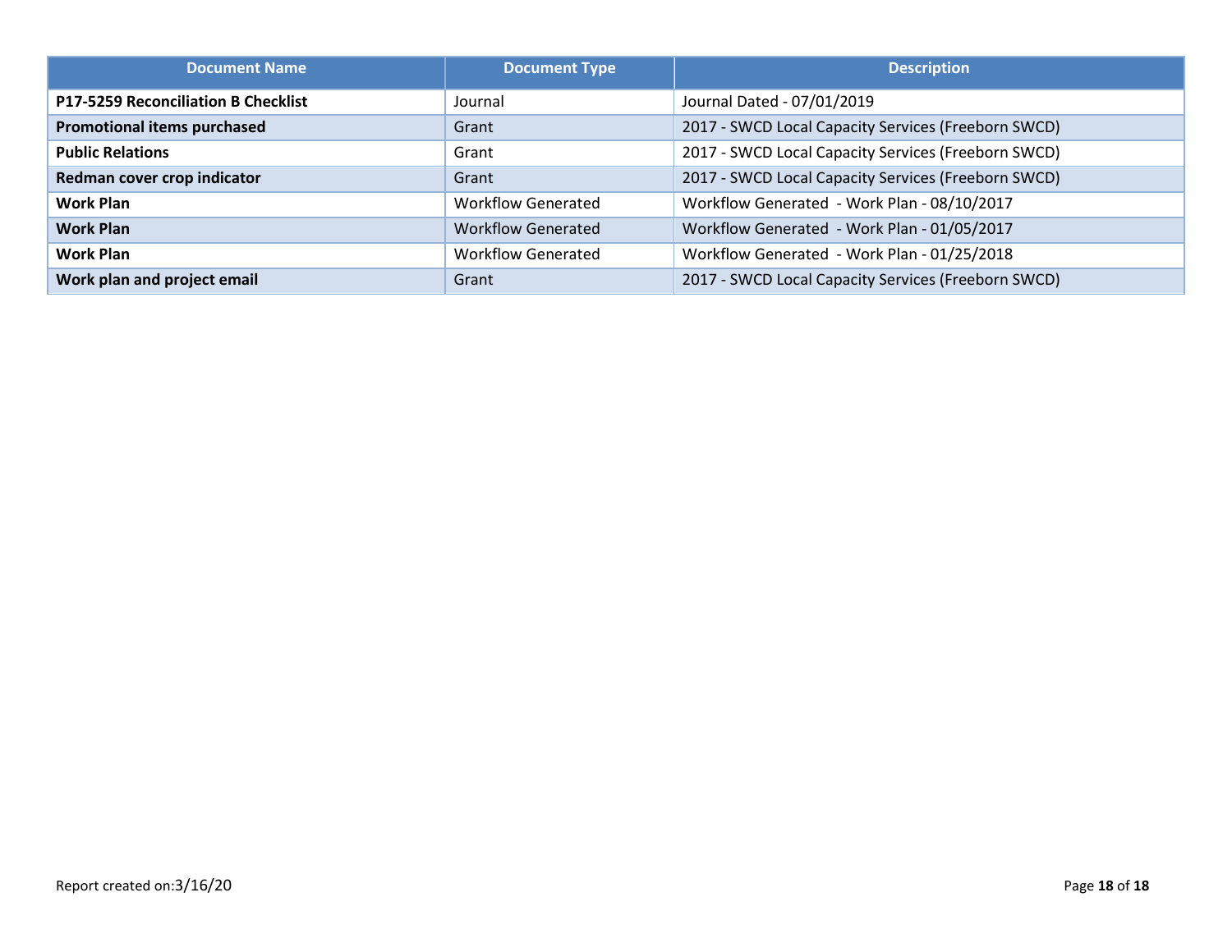| Document Name | Document Type | Description |
|---|---|---|
| **P17-5259 Reconciliation B Checklist** | Journal | Journal Dated - 07/01/2019 |
| **Promotional items purchased** | Grant | 2017 - SWCD Local Capacity Services (Freeborn SWCD) |
| **Public Relations** | Grant | 2017 - SWCD Local Capacity Services (Freeborn SWCD) |
| **Redman cover crop indicator** | Grant | 2017 - SWCD Local Capacity Services (Freeborn SWCD) |
| **Work Plan** | Workflow Generated | Workflow Generated - Work Plan - 08/10/2017 |
| **Work Plan** | Workflow Generated | Workflow Generated - Work Plan - 01/05/2017 |
| **Work Plan** | Workflow Generated | Workflow Generated - Work Plan - 01/25/2018 |
| **Work plan and project email** | Grant | 2017 - SWCD Local Capacity Services (Freeborn SWCD) |

Report created on:3/16/20